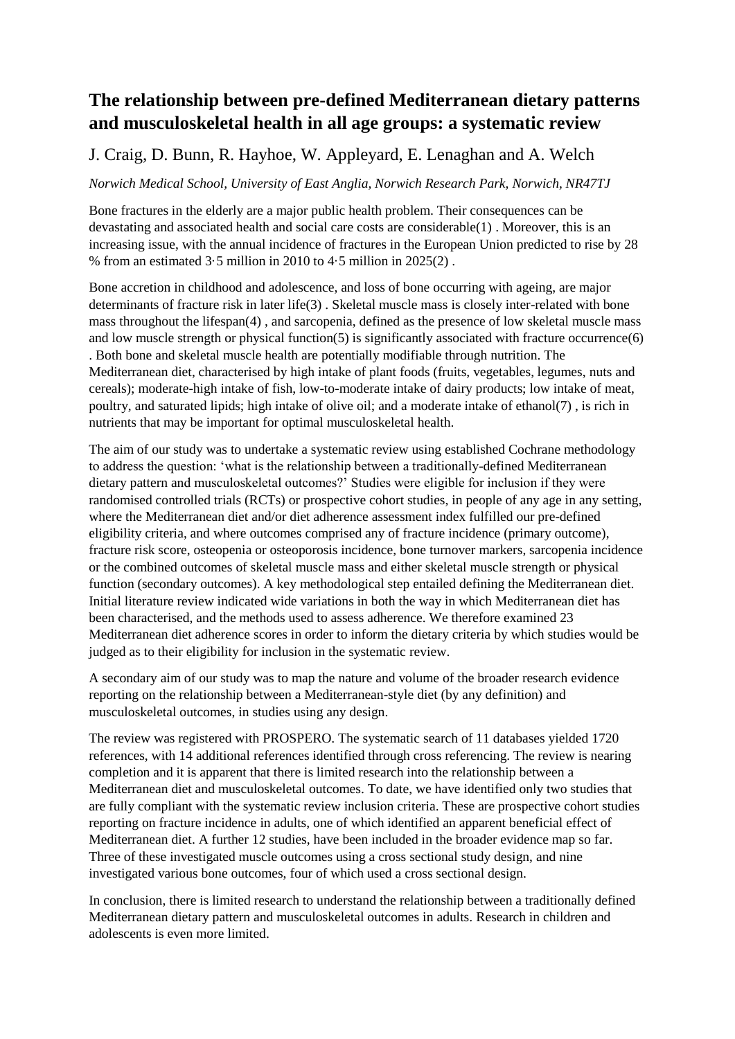# The relationship between pre-defined Mediterranean dietary patterns and musculoskeletal health in all age groups: a systematic review

J. Craig, D. Bunn, R. Hayhoe, W. Appleyard, E. Lenaghan and A. Welch

*Norwich Medical School, University of East Anglia, Norwich Research Park, Norwich, NR47TJ*

Bone fractures in the elderly are a major public health problem. Their consequences can be devastating and associated health and social care costs are considerable(1) . Moreover, this is an increasing issue, with the annual incidence of fractures in the European Union predicted to rise by 28 % from an estimated 3·5 million in 2010 to 4·5 million in 2025(2) .

Bone accretion in childhood and adolescence, and loss of bone occurring with ageing, are major determinants of fracture risk in later life(3) . Skeletal muscle mass is closely inter-related with bone mass throughout the lifespan(4) , and sarcopenia, defined as the presence of low skeletal muscle mass and low muscle strength or physical function(5) is significantly associated with fracture occurrence(6) . Both bone and skeletal muscle health are potentially modifiable through nutrition. The Mediterranean diet, characterised by high intake of plant foods (fruits, vegetables, legumes, nuts and cereals); moderate-high intake of fish, low-to-moderate intake of dairy products; low intake of meat, poultry, and saturated lipids; high intake of olive oil; and a moderate intake of ethanol(7) , is rich in nutrients that may be important for optimal musculoskeletal health.

The aim of our study was to undertake a systematic review using established Cochrane methodology to address the question: 'what is the relationship between a traditionally-defined Mediterranean dietary pattern and musculoskeletal outcomes?' Studies were eligible for inclusion if they were randomised controlled trials (RCTs) or prospective cohort studies, in people of any age in any setting, where the Mediterranean diet and/or diet adherence assessment index fulfilled our pre-defined eligibility criteria, and where outcomes comprised any of fracture incidence (primary outcome), fracture risk score, osteopenia or osteoporosis incidence, bone turnover markers, sarcopenia incidence or the combined outcomes of skeletal muscle mass and either skeletal muscle strength or physical function (secondary outcomes). A key methodological step entailed defining the Mediterranean diet. Initial literature review indicated wide variations in both the way in which Mediterranean diet has been characterised, and the methods used to assess adherence. We therefore examined 23 Mediterranean diet adherence scores in order to inform the dietary criteria by which studies would be judged as to their eligibility for inclusion in the systematic review.

A secondary aim of our study was to map the nature and volume of the broader research evidence reporting on the relationship between a Mediterranean-style diet (by any definition) and musculoskeletal outcomes, in studies using any design.

The review was registered with PROSPERO. The systematic search of 11 databases yielded 1720 references, with 14 additional references identified through cross referencing. The review is nearing completion and it is apparent that there is limited research into the relationship between a Mediterranean diet and musculoskeletal outcomes. To date, we have identified only two studies that are fully compliant with the systematic review inclusion criteria. These are prospective cohort studies reporting on fracture incidence in adults, one of which identified an apparent beneficial effect of Mediterranean diet. A further 12 studies, have been included in the broader evidence map so far. Three of these investigated muscle outcomes using a cross sectional study design, and nine investigated various bone outcomes, four of which used a cross sectional design.

In conclusion, there is limited research to understand the relationship between a traditionally defined Mediterranean dietary pattern and musculoskeletal outcomes in adults. Research in children and adolescents is even more limited.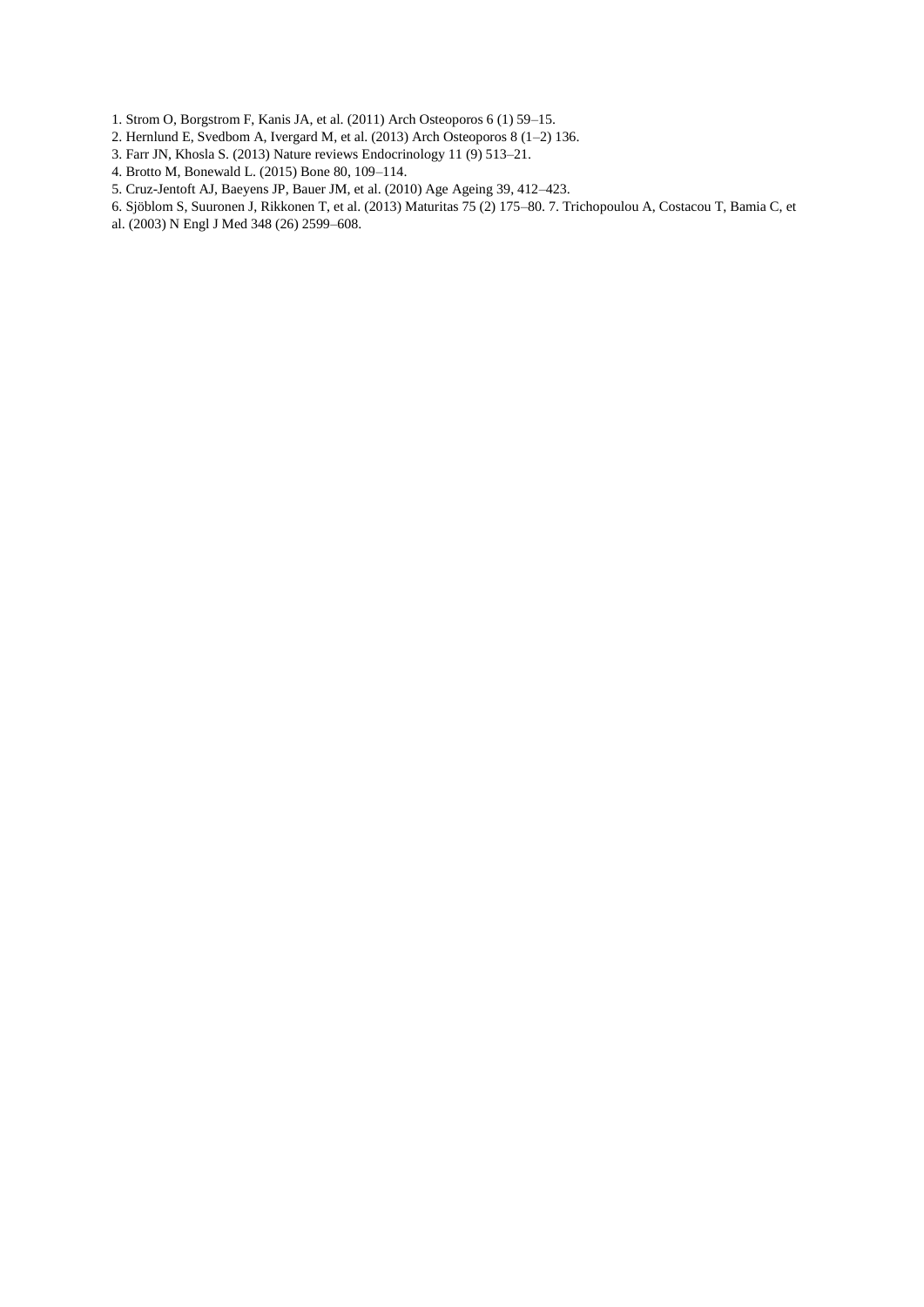1. Strom O, Borgstrom F, Kanis JA, et al. (2011) Arch Osteoporos 6 (1) 59–15.
2. Hernlund E, Svedbom A, Ivergard M, et al. (2013) Arch Osteoporos 8 (1–2) 136.
3. Farr JN, Khosla S. (2013) Nature reviews Endocrinology 11 (9) 513–21.
4. Brotto M, Bonewald L. (2015) Bone 80, 109–114.
5. Cruz-Jentoft AJ, Baeyens JP, Bauer JM, et al. (2010) Age Ageing 39, 412–423.
6. Sjöblom S, Suuronen J, Rikkonen T, et al. (2013) Maturitas 75 (2) 175–80. 7. Trichopoulou A, Costacou T, Bamia C, et al. (2003) N Engl J Med 348 (26) 2599–608.